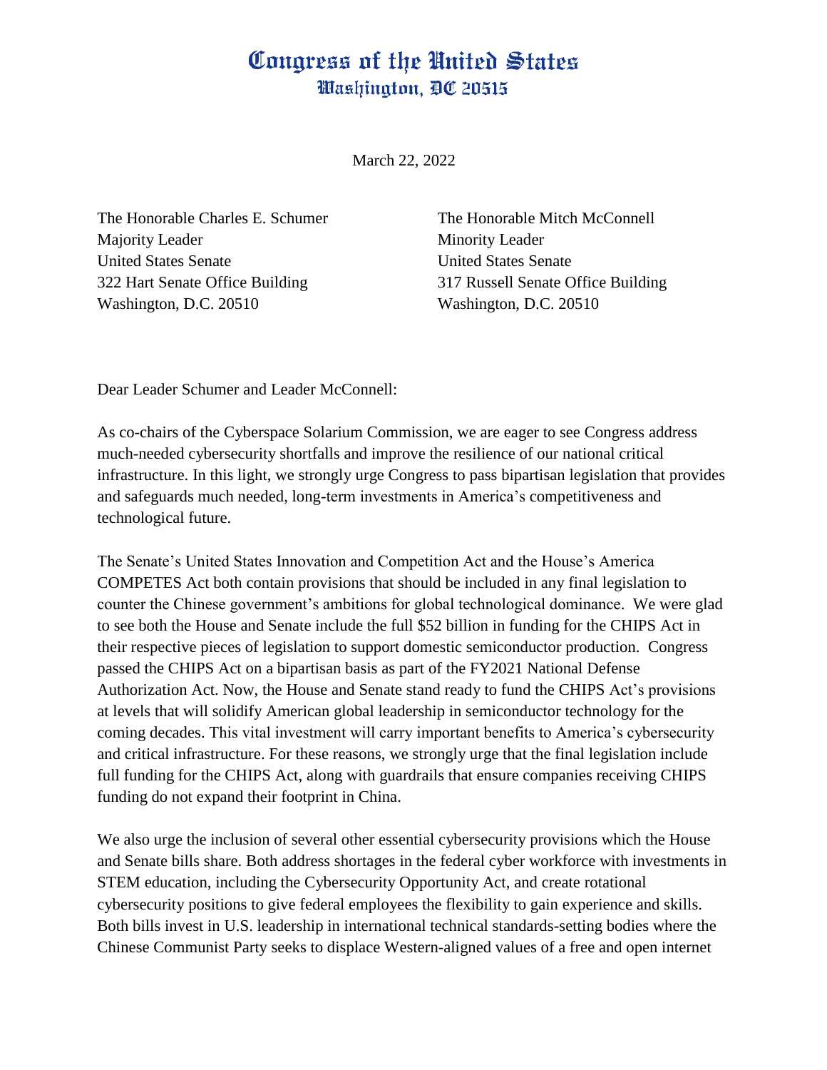# Congress of the United States
## Washington, DC 20515

March 22, 2022

The Honorable Charles E. Schumer
Majority Leader
United States Senate
322 Hart Senate Office Building
Washington, D.C. 20510

The Honorable Mitch McConnell
Minority Leader
United States Senate
317 Russell Senate Office Building
Washington, D.C. 20510

Dear Leader Schumer and Leader McConnell:

As co-chairs of the Cyberspace Solarium Commission, we are eager to see Congress address much-needed cybersecurity shortfalls and improve the resilience of our national critical infrastructure. In this light, we strongly urge Congress to pass bipartisan legislation that provides and safeguards much needed, long-term investments in America's competitiveness and technological future.

The Senate's United States Innovation and Competition Act and the House's America COMPETES Act both contain provisions that should be included in any final legislation to counter the Chinese government's ambitions for global technological dominance. We were glad to see both the House and Senate include the full $52 billion in funding for the CHIPS Act in their respective pieces of legislation to support domestic semiconductor production. Congress passed the CHIPS Act on a bipartisan basis as part of the FY2021 National Defense Authorization Act. Now, the House and Senate stand ready to fund the CHIPS Act's provisions at levels that will solidify American global leadership in semiconductor technology for the coming decades. This vital investment will carry important benefits to America's cybersecurity and critical infrastructure. For these reasons, we strongly urge that the final legislation include full funding for the CHIPS Act, along with guardrails that ensure companies receiving CHIPS funding do not expand their footprint in China.

We also urge the inclusion of several other essential cybersecurity provisions which the House and Senate bills share. Both address shortages in the federal cyber workforce with investments in STEM education, including the Cybersecurity Opportunity Act, and create rotational cybersecurity positions to give federal employees the flexibility to gain experience and skills. Both bills invest in U.S. leadership in international technical standards-setting bodies where the Chinese Communist Party seeks to displace Western-aligned values of a free and open internet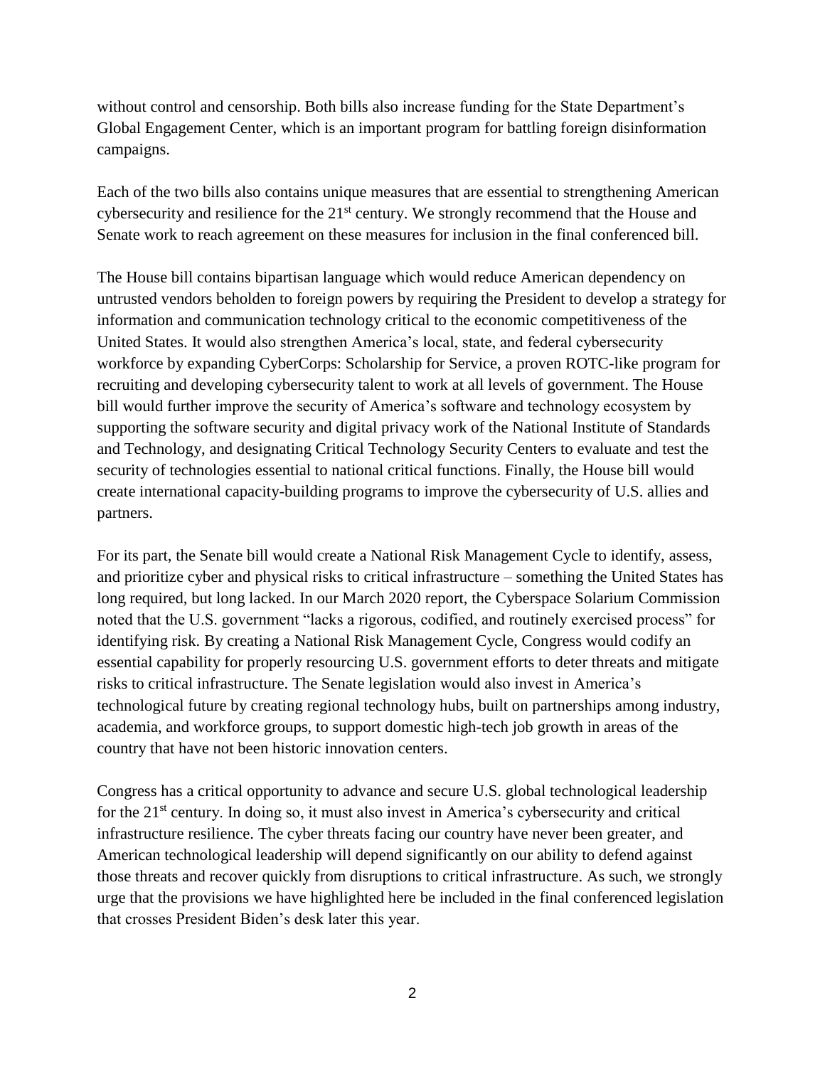without control and censorship. Both bills also increase funding for the State Department's Global Engagement Center, which is an important program for battling foreign disinformation campaigns.

Each of the two bills also contains unique measures that are essential to strengthening American cybersecurity and resilience for the 21st century. We strongly recommend that the House and Senate work to reach agreement on these measures for inclusion in the final conferenced bill.

The House bill contains bipartisan language which would reduce American dependency on untrusted vendors beholden to foreign powers by requiring the President to develop a strategy for information and communication technology critical to the economic competitiveness of the United States. It would also strengthen America's local, state, and federal cybersecurity workforce by expanding CyberCorps: Scholarship for Service, a proven ROTC-like program for recruiting and developing cybersecurity talent to work at all levels of government. The House bill would further improve the security of America's software and technology ecosystem by supporting the software security and digital privacy work of the National Institute of Standards and Technology, and designating Critical Technology Security Centers to evaluate and test the security of technologies essential to national critical functions. Finally, the House bill would create international capacity-building programs to improve the cybersecurity of U.S. allies and partners.

For its part, the Senate bill would create a National Risk Management Cycle to identify, assess, and prioritize cyber and physical risks to critical infrastructure – something the United States has long required, but long lacked. In our March 2020 report, the Cyberspace Solarium Commission noted that the U.S. government "lacks a rigorous, codified, and routinely exercised process" for identifying risk. By creating a National Risk Management Cycle, Congress would codify an essential capability for properly resourcing U.S. government efforts to deter threats and mitigate risks to critical infrastructure. The Senate legislation would also invest in America's technological future by creating regional technology hubs, built on partnerships among industry, academia, and workforce groups, to support domestic high-tech job growth in areas of the country that have not been historic innovation centers.

Congress has a critical opportunity to advance and secure U.S. global technological leadership for the 21st century. In doing so, it must also invest in America's cybersecurity and critical infrastructure resilience. The cyber threats facing our country have never been greater, and American technological leadership will depend significantly on our ability to defend against those threats and recover quickly from disruptions to critical infrastructure. As such, we strongly urge that the provisions we have highlighted here be included in the final conferenced legislation that crosses President Biden's desk later this year.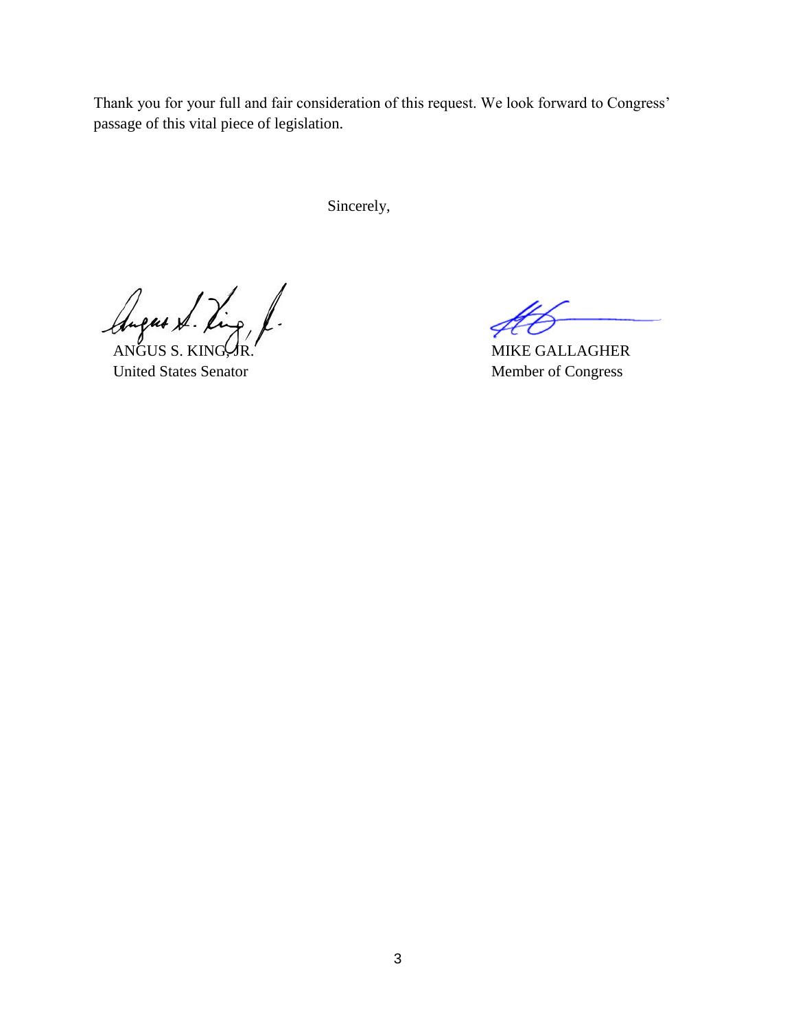Thank you for your full and fair consideration of this request. We look forward to Congress' passage of this vital piece of legislation.

Sincerely,

ANGUS S. KING, JR.
United States Senator

MIKE GALLAGHER
Member of Congress